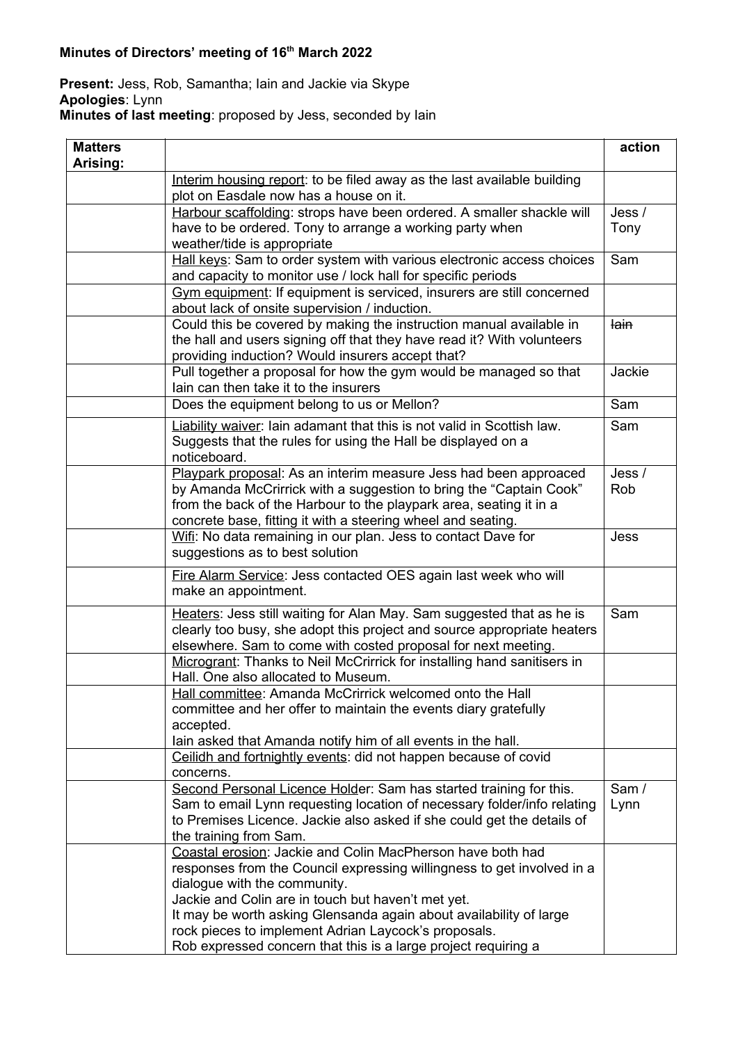**Minutes of Directors' meeting of 16th March 2022**

**Present:** Jess, Rob, Samantha; Iain and Jackie via Skype
**Apologies**: Lynn
**Minutes of last meeting**: proposed by Jess, seconded by Iain

| Matters Arising: | | action |
|---|---|---|
| | Interim housing report: to be filed away as the last available building plot on Easdale now has a house on it. | |
| | Harbour scaffolding: strops have been ordered. A smaller shackle will have to be ordered. Tony to arrange a working party when weather/tide is appropriate | Jess / Tony |
| | Hall keys: Sam to order system with various electronic access choices and capacity to monitor use / lock hall for specific periods | Sam |
| | Gym equipment: If equipment is serviced, insurers are still concerned about lack of onsite supervision / induction. | |
| | Could this be covered by making the instruction manual available in the hall and users signing off that they have read it? With volunteers providing induction? Would insurers accept that? | ~~Iain~~ |
| | Pull together a proposal for how the gym would be managed so that Iain can then take it to the insurers | Jackie |
| | Does the equipment belong to us or Mellon? | Sam |
| | Liability waiver: Iain adamant that this is not valid in Scottish law. Suggests that the rules for using the Hall be displayed on a noticeboard. | Sam |
| | Playpark proposal: As an interim measure Jess had been approaced by Amanda McCrirrick with a suggestion to bring the "Captain Cook" from the back of the Harbour to the playpark area, seating it in a concrete base, fitting it with a steering wheel and seating. | Jess / Rob |
| | Wifi: No data remaining in our plan. Jess to contact Dave for suggestions as to best solution | Jess |
| | Fire Alarm Service: Jess contacted OES again last week who will make an appointment. | |
| | Heaters: Jess still waiting for Alan May. Sam suggested that as he is clearly too busy, she adopt this project and source appropriate heaters elsewhere. Sam to come with costed proposal for next meeting. | Sam |
| | Microgrant: Thanks to Neil McCrirrick for installing hand sanitisers in Hall. One also allocated to Museum. | |
| | Hall committee: Amanda McCrirrick welcomed onto the Hall committee and her offer to maintain the events diary gratefully accepted.<br>Iain asked that Amanda notify him of all events in the hall. | |
| | Ceilidh and fortnightly events: did not happen because of covid concerns. | |
| | Second Personal Licence Holder: Sam has started training for this. Sam to email Lynn requesting location of necessary folder/info relating to Premises Licence. Jackie also asked if she could get the details of the training from Sam. | Sam / Lynn |
| | Coastal erosion: Jackie and Colin MacPherson have both had responses from the Council expressing willingness to get involved in a dialogue with the community.<br>Jackie and Colin are in touch but haven't met yet.<br>It may be worth asking Glensanda again about availability of large rock pieces to implement Adrian Laycock's proposals.<br>Rob expressed concern that this is a large project requiring a | |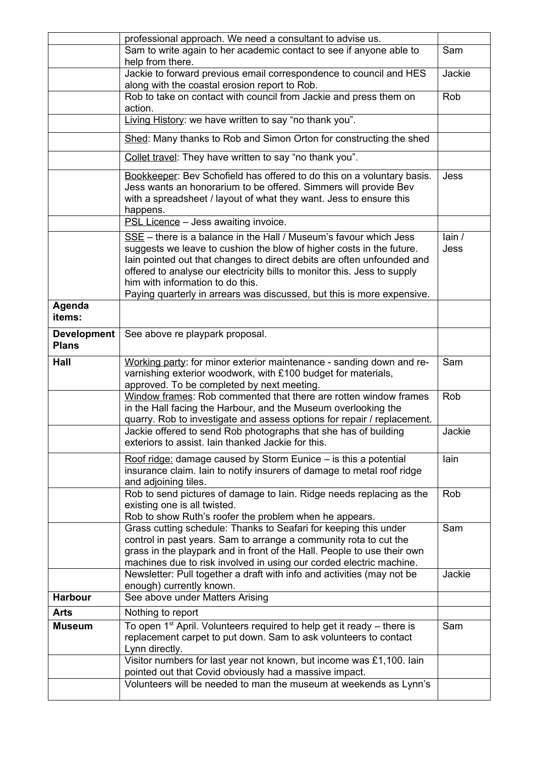| | | |
|---|---|---|
| | professional approach. We need a consultant to advise us. | |
| | Sam to write again to her academic contact to see if anyone able to help from there. | Sam |
| | Jackie to forward previous email correspondence to council and HES along with the coastal erosion report to Rob. | Jackie |
| | Rob to take on contact with council from Jackie and press them on action. | Rob |
| | Living History: we have written to say "no thank you". | |
| | Shed: Many thanks to Rob and Simon Orton for constructing the shed | |
| | Collet travel: They have written to say "no thank you". | |
| | Bookkeeper: Bev Schofield has offered to do this on a voluntary basis. Jess wants an honorarium to be offered. Simmers will provide Bev with a spreadsheet / layout of what they want. Jess to ensure this happens. | Jess |
| | PSL Licence – Jess awaiting invoice. | |
| | SSE – there is a balance in the Hall / Museum's favour which Jess suggests we leave to cushion the blow of higher costs in the future. Iain pointed out that changes to direct debits are often unfounded and offered to analyse our electricity bills to monitor this. Jess to supply him with information to do this.<br>Paying quarterly in arrears was discussed, but this is more expensive. | Iain / Jess |
| **Agenda items:** | | |
| **Development Plans** | See above re playpark proposal. | |
| **Hall** | Working party: for minor exterior maintenance - sanding down and re-varnishing exterior woodwork, with £100 budget for materials, approved. To be completed by next meeting. | Sam |
| | Window frames: Rob commented that there are rotten window frames in the Hall facing the Harbour, and the Museum overlooking the quarry. Rob to investigate and assess options for repair / replacement. | Rob |
| | Jackie offered to send Rob photographs that she has of building exteriors to assist. Iain thanked Jackie for this. | Jackie |
| | Roof ridge: damage caused by Storm Eunice – is this a potential insurance claim. Iain to notify insurers of damage to metal roof ridge and adjoining tiles. | Iain |
| | Rob to send pictures of damage to Iain. Ridge needs replacing as the existing one is all twisted.<br>Rob to show Ruth's roofer the problem when he appears. | Rob |
| | Grass cutting schedule: Thanks to Seafari for keeping this under control in past years. Sam to arrange a community rota to cut the grass in the playpark and in front of the Hall. People to use their own machines due to risk involved in using our corded electric machine. | Sam |
| | Newsletter: Pull together a draft with info and activities (may not be enough) currently known. | Jackie |
| **Harbour** | See above under Matters Arising | |
| **Arts** | Nothing to report | |
| **Museum** | To open 1st April. Volunteers required to help get it ready – there is replacement carpet to put down. Sam to ask volunteers to contact Lynn directly. | Sam |
| | Visitor numbers for last year not known, but income was £1,100. Iain pointed out that Covid obviously had a massive impact. | |
| | Volunteers will be needed to man the museum at weekends as Lynn's | |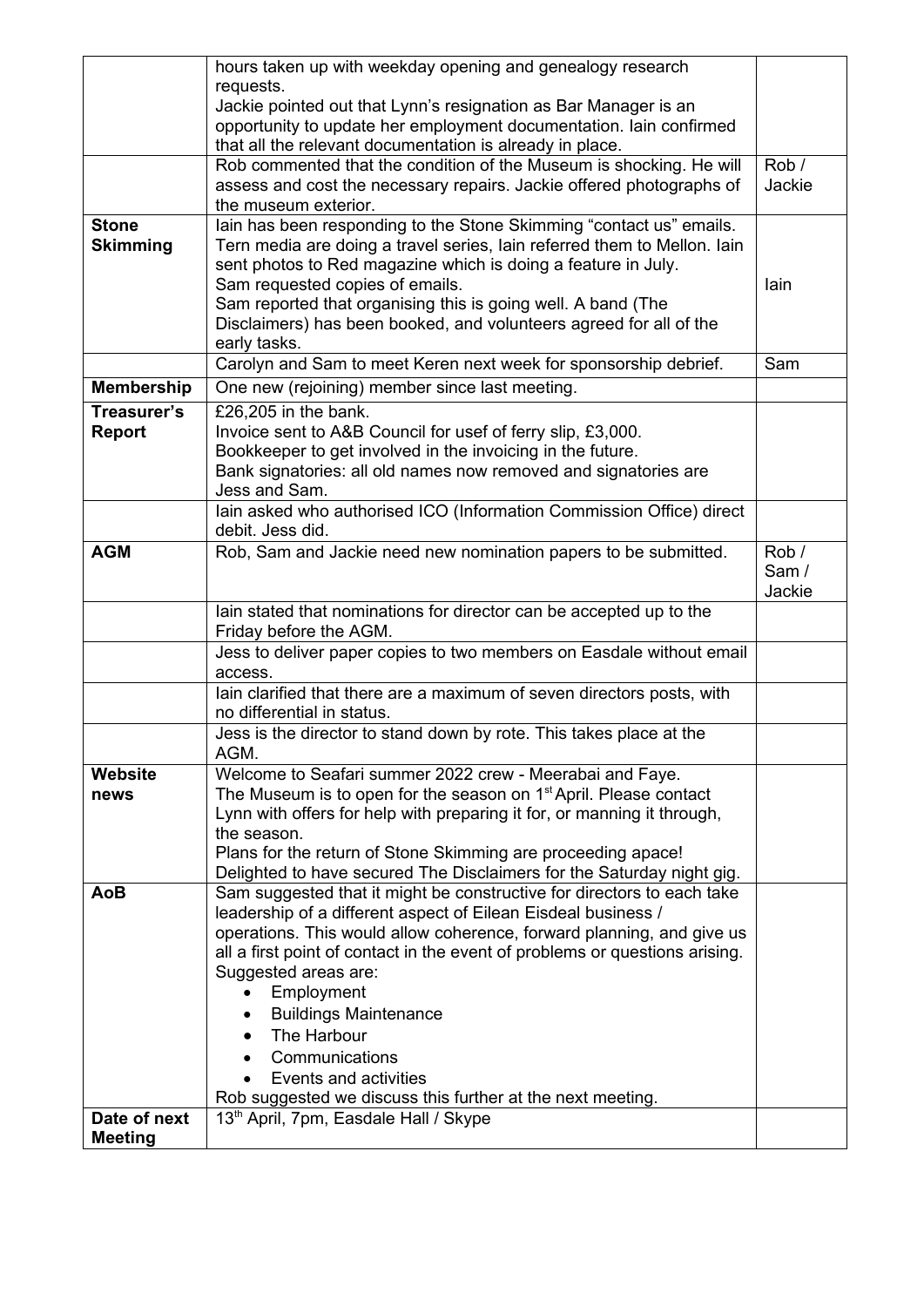| | | |
|---|---|---|
| | hours taken up with weekday opening and genealogy research requests.<br>Jackie pointed out that Lynn's resignation as Bar Manager is an opportunity to update her employment documentation. Iain confirmed that all the relevant documentation is already in place. | |
| | Rob commented that the condition of the Museum is shocking. He will assess and cost the necessary repairs. Jackie offered photographs of the museum exterior. | Rob / Jackie |
| **Stone Skimming** | Iain has been responding to the Stone Skimming "contact us" emails. Tern media are doing a travel series, Iain referred them to Mellon. Iain sent photos to Red magazine which is doing a feature in July.<br>Sam requested copies of emails.<br>Sam reported that organising this is going well. A band (The Disclaimers) has been booked, and volunteers agreed for all of the early tasks. | Iain |
| | Carolyn and Sam to meet Keren next week for sponsorship debrief. | Sam |
| **Membership** | One new (rejoining) member since last meeting. | |
| **Treasurer's Report** | £26,205 in the bank.<br>Invoice sent to A&B Council for usef of ferry slip, £3,000.<br>Bookkeeper to get involved in the invoicing in the future.<br>Bank signatories: all old names now removed and signatories are Jess and Sam. | |
| | Iain asked who authorised ICO (Information Commission Office) direct debit. Jess did. | |
| **AGM** | Rob, Sam and Jackie need new nomination papers to be submitted. | Rob / Sam / Jackie |
| | Iain stated that nominations for director can be accepted up to the Friday before the AGM. | |
| | Jess to deliver paper copies to two members on Easdale without email access. | |
| | Iain clarified that there are a maximum of seven directors posts, with no differential in status. | |
| | Jess is the director to stand down by rote. This takes place at the AGM. | |
| **Website news** | Welcome to Seafari summer 2022 crew - Meerabai and Faye.<br>The Museum is to open for the season on 1st April. Please contact Lynn with offers for help with preparing it for, or manning it through, the season.<br>Plans for the return of Stone Skimming are proceeding apace!<br>Delighted to have secured The Disclaimers for the Saturday night gig. | |
| **AoB** | Sam suggested that it might be constructive for directors to each take leadership of a different aspect of Eilean Eisdeal business / operations. This would allow coherence, forward planning, and give us all a first point of contact in the event of problems or questions arising. Suggested areas are:<br>• Employment<br>• Buildings Maintenance<br>• The Harbour<br>• Communications<br>• Events and activities<br>Rob suggested we discuss this further at the next meeting. | |
| **Date of next Meeting** | 13th April, 7pm, Easdale Hall / Skype | |